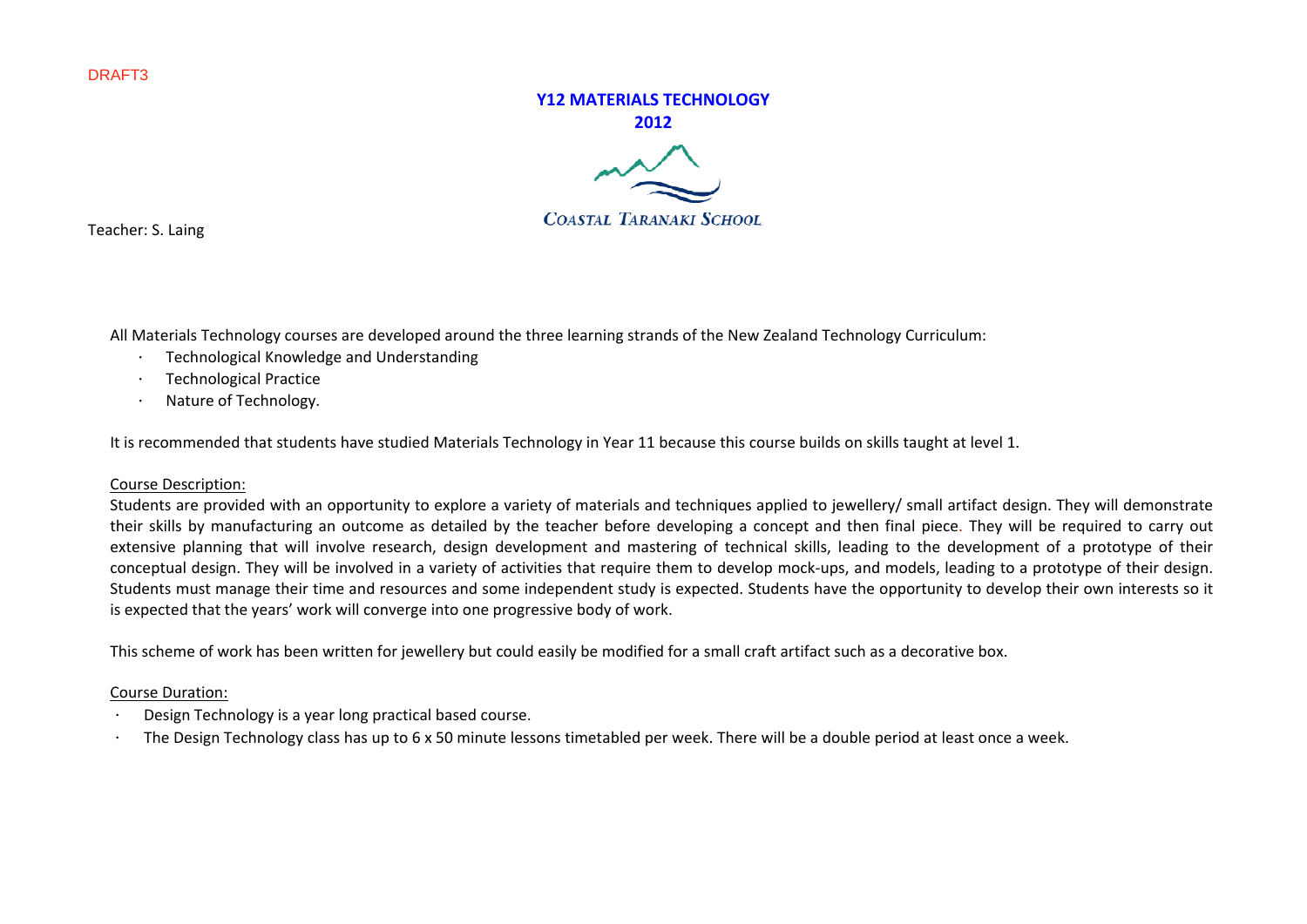DRAFT3

# Y12 MATERIALS TECHNOLOGY
## 2012

COASTAL TARANAKI SCHOOL

Teacher: S. Laing

All Materials Technology courses are developed around the three learning strands of the New Zealand Technology Curriculum:

- Technological Knowledge and Understanding
- Technological Practice
- Nature of Technology.

It is recommended that students have studied Materials Technology in Year 11 because this course builds on skills taught at level 1.

Course Description:

Students are provided with an opportunity to explore a variety of materials and techniques applied to jewellery/ small artifact design. They will demonstrate their skills by manufacturing an outcome as detailed by the teacher before developing a concept and then final piece. They will be required to carry out extensive planning that will involve research, design development and mastering of technical skills, leading to the development of a prototype of their conceptual design. They will be involved in a variety of activities that require them to develop mock-ups, and models, leading to a prototype of their design. Students must manage their time and resources and some independent study is expected. Students have the opportunity to develop their own interests so it is expected that the years' work will converge into one progressive body of work.

This scheme of work has been written for jewellery but could easily be modified for a small craft artifact such as a decorative box.

Course Duration:

- Design Technology is a year long practical based course.
- The Design Technology class has up to 6 x 50 minute lessons timetabled per week. There will be a double period at least once a week.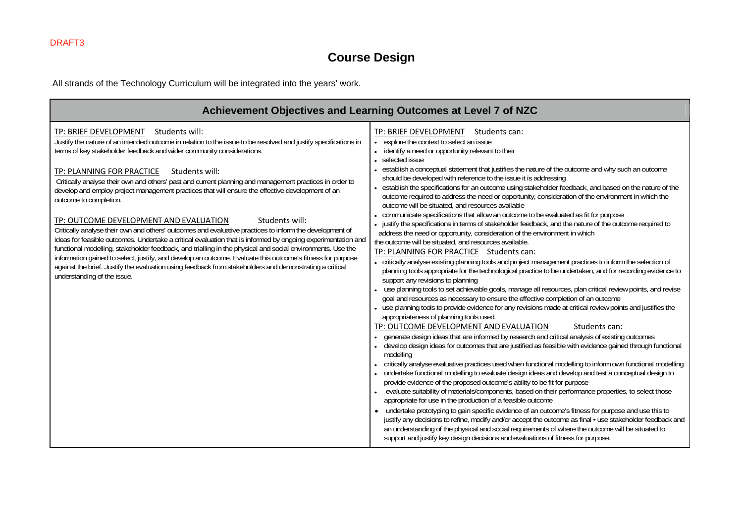DRAFT3

# Course Design

All strands of the Technology Curriculum will be integrated into the years' work.

| Achievement Objectives and Learning Outcomes at Level 7 of NZC | |
|---|---|
| <u>TP: BRIEF DEVELOPMENT</u> Students will:<br>Justify the nature of an intended outcome in relation to the issue to be resolved and justify specifications in terms of key stakeholder feedback and wider community considerations.<br><br><u>TP: PLANNING FOR PRACTICE</u> Students will:<br>Critically analyse their own and others' past and current planning and management practices in order to develop and employ project management practices that will ensure the effective development of an outcome to completion.<br><br><u>TP: OUTCOME DEVELOPMENT AND EVALUATION</u> Students will:<br>Critically analyse their own and others' outcomes and evaluative practices to inform the development of ideas for feasible outcomes. Undertake a critical evaluation that is informed by ongoing experimentation and functional modelling, stakeholder feedback, and trialling in the physical and social environments. Use the information gained to select, justify, and develop an outcome. Evaluate this outcome's fitness for purpose against the brief. Justify the evaluation using feedback from stakeholders and demonstrating a critical understanding of the issue. | <u>TP: BRIEF DEVELOPMENT</u> Students can:<br>• explore the context to select an issue<br>• identify a need or opportunity relevant to their<br>• selected issue<br>• establish a conceptual statement that justifies the nature of the outcome and why such an outcome should be developed with reference to the issue it is addressing<br>• establish the specifications for an outcome using stakeholder feedback, and based on the nature of the outcome required to address the need or opportunity, consideration of the environment in which the outcome will be situated, and resources available<br>• communicate specifications that allow an outcome to be evaluated as fit for purpose<br>• justify the specifications in terms of stakeholder feedback, and the nature of the outcome required to address the need or opportunity, consideration of the environment in which the outcome will be situated, and resources available.<br><u>TP: PLANNING FOR PRACTICE</u> Students can:<br>• critically analyse existing planning tools and project management practices to inform the selection of planning tools appropriate for the technological practice to be undertaken, and for recording evidence to support any revisions to planning<br>• use planning tools to set achievable goals, manage all resources, plan critical review points, and revise goal and resources as necessary to ensure the effective completion of an outcome<br>• use planning tools to provide evidence for any revisions made at critical review points and justifies the appropriateness of planning tools used.<br><u>TP: OUTCOME DEVELOPMENT AND EVALUATION</u> Students can:<br>• generate design ideas that are informed by research and critical analysis of existing outcomes<br>• develop design ideas for outcomes that are justified as feasible with evidence gained through functional modelling<br>• critically analyse evaluative practices used when functional modelling to inform own functional modelling<br>• undertake functional modelling to evaluate design ideas and develop and test a conceptual design to provide evidence of the proposed outcome's ability to be fit for purpose<br>• evaluate suitability of materials/components, based on their performance properties, to select those appropriate for use in the production of a feasible outcome<br>• undertake prototyping to gain specific evidence of an outcome's fitness for purpose and use this to justify any decisions to refine, modify and/or accept the outcome as final • use stakeholder feedback and an understanding of the physical and social requirements of where the outcome will be situated to support and justify key design decisions and evaluations of fitness for purpose. |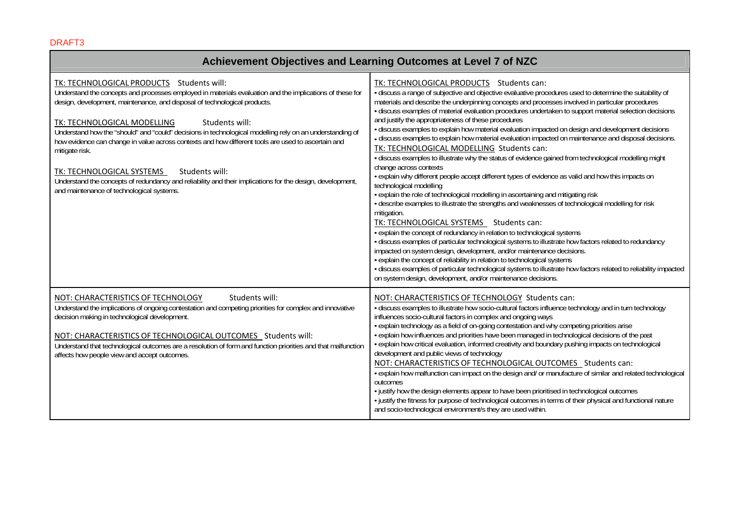DRAFT3

| Achievement Objectives and Learning Outcomes at Level 7 of NZC | |
|---|---|
| TK: TECHNOLOGICAL PRODUCTS Students will:<br>Understand the concepts and processes employed in materials evaluation and the implications of these for design, development, maintenance, and disposal of technological products.<br><br>TK: TECHNOLOGICAL MODELLING Students will:<br>Understand how the "should" and "could" decisions in technological modelling rely on an understanding of how evidence can change in value across contexts and how different tools are used to ascertain and mitigate risk.<br><br>TK: TECHNOLOGICAL SYSTEMS Students will:<br>Understand the concepts of redundancy and reliability and their implications for the design, development, and maintenance of technological systems. | TK: TECHNOLOGICAL PRODUCTS Students can:<br>• discuss a range of subjective and objective evaluative procedures used to determine the suitability of materials and describe the underpinning concepts and processes involved in particular procedures<br>• discuss examples of material evaluation procedures undertaken to support material selection decisions and justify the appropriateness of these procedures<br>• discuss examples to explain how material evaluation impacted on design and development decisions<br>• discuss examples to explain how material evaluation impacted on maintenance and disposal decisions.<br>TK: TECHNOLOGICAL MODELLING Students can:<br>• discuss examples to illustrate why the status of evidence gained from technological modelling might change across contexts<br>• explain why different people accept different types of evidence as valid and how this impacts on technological modelling<br>• explain the role of technological modelling in ascertaining and mitigating risk<br>• describe examples to illustrate the strengths and weaknesses of technological modelling for risk mitigation.<br>TK: TECHNOLOGICAL SYSTEMS Students can:<br>• explain the concept of redundancy in relation to technological systems<br>• discuss examples of particular technological systems to illustrate how factors related to redundancy impacted on system design, development, and/or maintenance decisions.<br>• explain the concept of reliability in relation to technological systems<br>• discuss examples of particular technological systems to illustrate how factors related to reliability impacted on system design, development, and/or maintenance decisions. |
| NOT: CHARACTERISTICS OF TECHNOLOGY Students will:<br>Understand the implications of ongoing contestation and competing priorities for complex and innovative decision making in technological development.<br><br>NOT: CHARACTERISTICS OF TECHNOLOGICAL OUTCOMES Students will:<br>Understand that technological outcomes are a resolution of form and function priorities and that malfunction affects how people view and accept outcomes. | NOT: CHARACTERISTICS OF TECHNOLOGY Students can:<br>• discuss examples to illustrate how socio-cultural factors influence technology and in turn technology influences socio-cultural factors in complex and ongoing ways<br>• explain technology as a field of on-going contestation and why competing priorities arise<br>• explain how influences and priorities have been managed in technological decisions of the past<br>• explain how critical evaluation, informed creativity and boundary pushing impacts on technological development and public views of technology<br>NOT: CHARACTERISTICS OF TECHNOLOGICAL OUTCOMES Students can:<br>• explain how malfunction can impact on the design and/ or manufacture of similar and related technological outcomes<br>• justify how the design elements appear to have been prioritised in technological outcomes<br>• justify the fitness for purpose of technological outcomes in terms of their physical and functional nature and socio-technological environment/s they are used within. |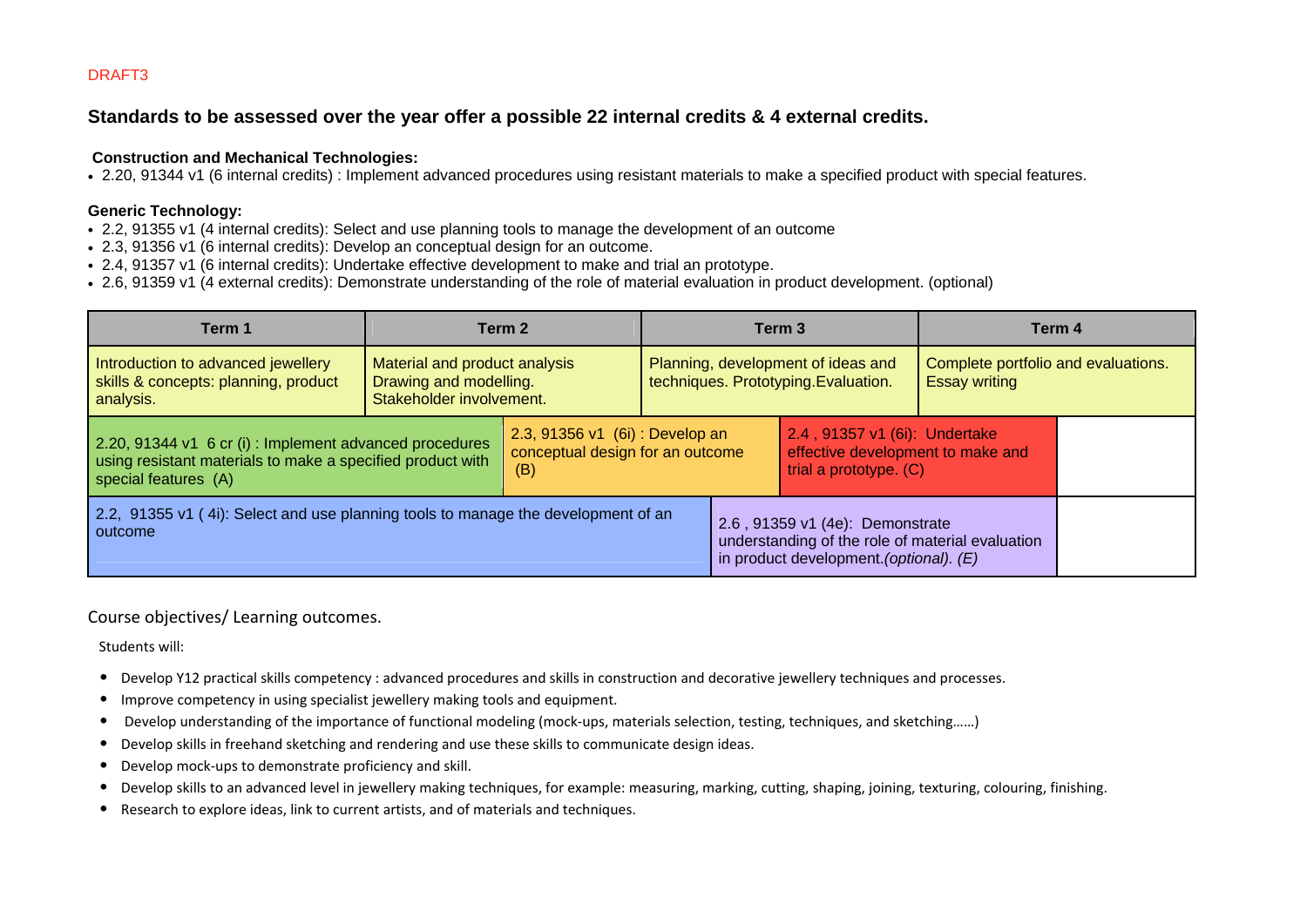DRAFT3

## Standards to be assessed over the year offer a possible 22 internal credits & 4 external credits.

**Construction and Mechanical Technologies:**

- 2.20, 91344 v1 (6 internal credits) : Implement advanced procedures using resistant materials to make a specified product with special features.

**Generic Technology:**

- 2.2, 91355 v1 (4 internal credits): Select and use planning tools to manage the development of an outcome
- 2.3, 91356 v1 (6 internal credits): Develop an conceptual design for an outcome.
- 2.4, 91357 v1 (6 internal credits): Undertake effective development to make and trial an prototype.
- 2.6, 91359 v1 (4 external credits): Demonstrate understanding of the role of material evaluation in product development. (optional)

| Term 1 | Term 2 | Term 3 | Term 4 |
|---|---|---|---|
| Introduction to advanced jewellery skills & concepts: planning, product analysis. | Material and product analysis Drawing and modelling. Stakeholder involvement. | Planning, development of ideas and techniques. Prototyping.Evaluation. | Complete portfolio and evaluations. Essay writing |
| 2.20, 91344 v1 6 cr (i) : Implement advanced procedures using resistant materials to make a specified product with special features (A) | 2.3, 91356 v1 (6i) : Develop an conceptual design for an outcome (B) | 2.4 , 91357 v1 (6i): Undertake effective development to make and trial a prototype. (C) | |
| 2.2, 91355 v1 ( 4i): Select and use planning tools to manage the development of an outcome | | 2.6 , 91359 v1 (4e): Demonstrate understanding of the role of material evaluation in product development.*(optional). (E)* | |

Course objectives/ Learning outcomes.

Students will:

- Develop Y12 practical skills competency : advanced procedures and skills in construction and decorative jewellery techniques and processes.
- Improve competency in using specialist jewellery making tools and equipment.
- Develop understanding of the importance of functional modeling (mock-ups, materials selection, testing, techniques, and sketching……)
- Develop skills in freehand sketching and rendering and use these skills to communicate design ideas.
- Develop mock-ups to demonstrate proficiency and skill.
- Develop skills to an advanced level in jewellery making techniques, for example: measuring, marking, cutting, shaping, joining, texturing, colouring, finishing.
- Research to explore ideas, link to current artists, and of materials and techniques.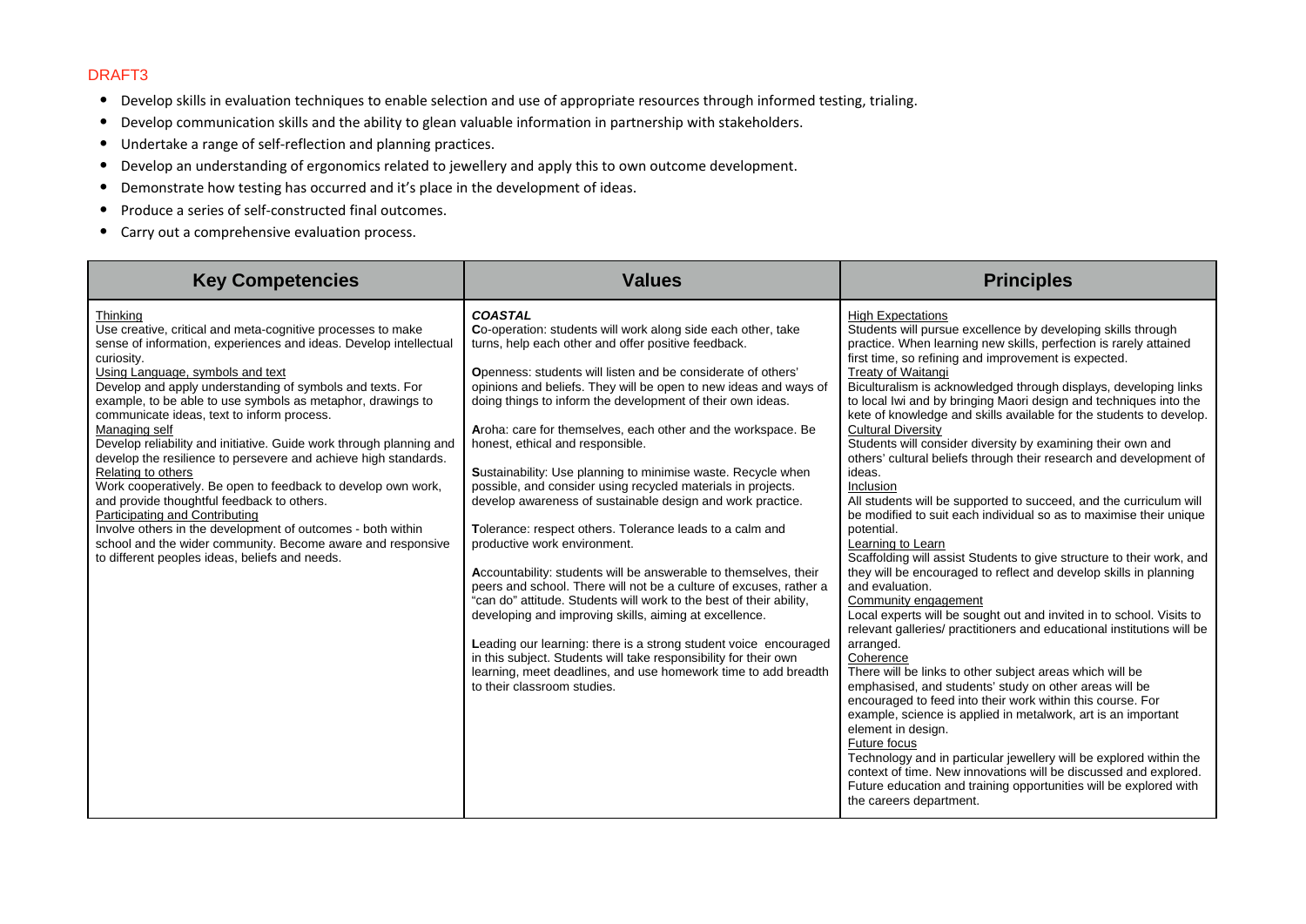DRAFT3

- Develop skills in evaluation techniques to enable selection and use of appropriate resources through informed testing, trialing.
- Develop communication skills and the ability to glean valuable information in partnership with stakeholders.
- Undertake a range of self-reflection and planning practices.
- Develop an understanding of ergonomics related to jewellery and apply this to own outcome development.
- Demonstrate how testing has occurred and it's place in the development of ideas.
- Produce a series of self-constructed final outcomes.
- Carry out a comprehensive evaluation process.

| Key Competencies | Values | Principles |
|---|---|---|
| Thinking<br>Use creative, critical and meta-cognitive processes to make sense of information, experiences and ideas. Develop intellectual curiosity.<br>Using Language, symbols and text<br>Develop and apply understanding of symbols and texts. For example, to be able to use symbols as metaphor, drawings to communicate ideas, text to inform process.<br>Managing self<br>Develop reliability and initiative. Guide work through planning and develop the resilience to persevere and achieve high standards.<br>Relating to others<br>Work cooperatively. Be open to feedback to develop own work, and provide thoughtful feedback to others.<br>Participating and Contributing<br>Involve others in the development of outcomes - both within school and the wider community. Become aware and responsive to different peoples ideas, beliefs and needs. | ***COASTAL***<br>**C**o-operation: students will work along side each other, take turns, help each other and offer positive feedback.<br><br>**O**penness: students will listen and be considerate of others' opinions and beliefs. They will be open to new ideas and ways of doing things to inform the development of their own ideas.<br><br>**A**roha: care for themselves, each other and the workspace. Be honest, ethical and responsible.<br><br>**S**ustainability: Use planning to minimise waste. Recycle when possible, and consider using recycled materials in projects. develop awareness of sustainable design and work practice.<br><br>**T**olerance: respect others. Tolerance leads to a calm and productive work environment.<br><br>**A**ccountability: students will be answerable to themselves, their peers and school. There will not be a culture of excuses, rather a "can do" attitude. Students will work to the best of their ability, developing and improving skills, aiming at excellence.<br><br>**L**eading our learning: there is a strong student voice encouraged in this subject. Students will take responsibility for their own learning, meet deadlines, and use homework time to add breadth to their classroom studies. | High Expectations<br>Students will pursue excellence by developing skills through practice. When learning new skills, perfection is rarely attained first time, so refining and improvement is expected.<br>Treaty of Waitangi<br>Biculturalism is acknowledged through displays, developing links to local Iwi and by bringing Maori design and techniques into the kete of knowledge and skills available for the students to develop.<br>Cultural Diversity<br>Students will consider diversity by examining their own and others' cultural beliefs through their research and development of ideas.<br>Inclusion<br>All students will be supported to succeed, and the curriculum will be modified to suit each individual so as to maximise their unique potential.<br>Learning to Learn<br>Scaffolding will assist Students to give structure to their work, and they will be encouraged to reflect and develop skills in planning and evaluation.<br>Community engagement<br>Local experts will be sought out and invited in to school. Visits to relevant galleries/ practitioners and educational institutions will be arranged.<br>Coherence<br>There will be links to other subject areas which will be emphasised, and students' study on other areas will be encouraged to feed into their work within this course. For example, science is applied in metalwork, art is an important element in design.<br>Future focus<br>Technology and in particular jewellery will be explored within the context of time. New innovations will be discussed and explored. Future education and training opportunities will be explored with the careers department. |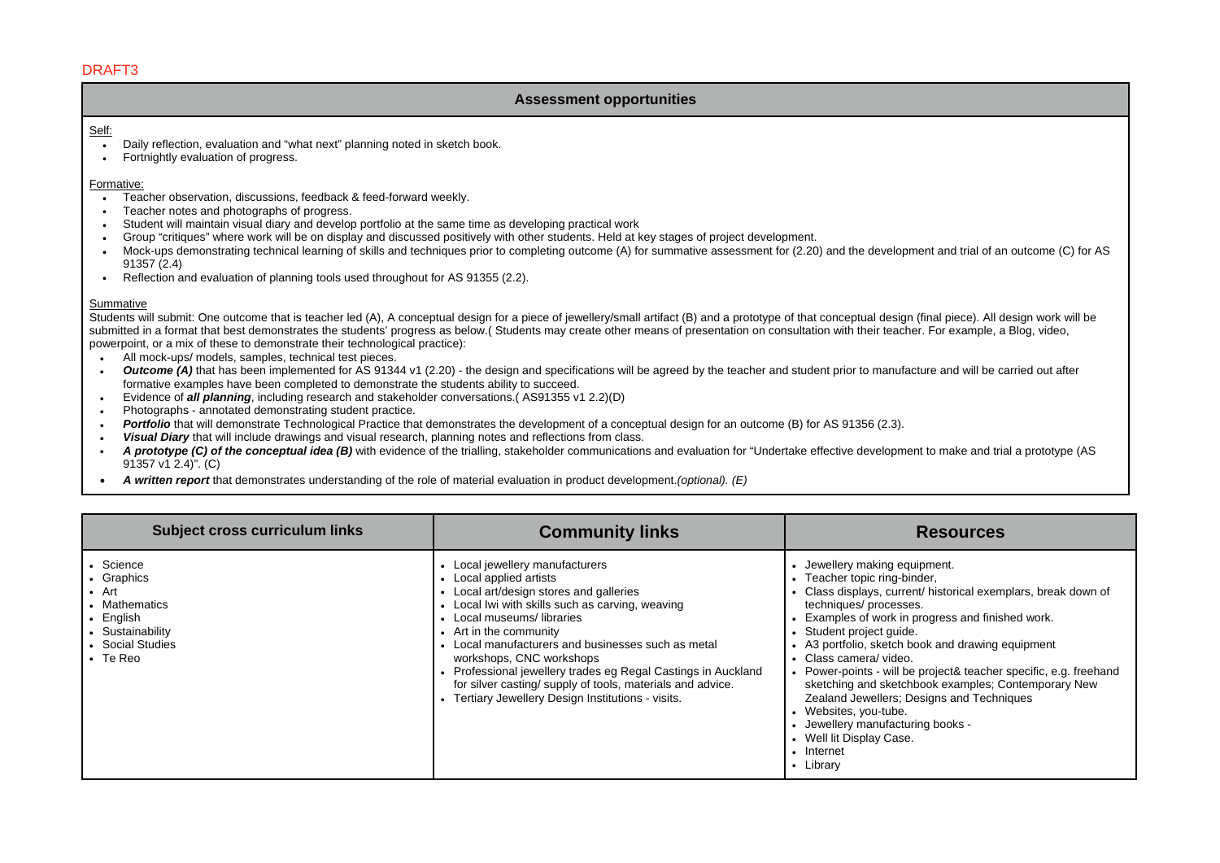DRAFT3

## Assessment opportunities

Self:

- Daily reflection, evaluation and "what next" planning noted in sketch book.
- Fortnightly evaluation of progress.

Formative:

- Teacher observation, discussions, feedback & feed-forward weekly.
- Teacher notes and photographs of progress.
- Student will maintain visual diary and develop portfolio at the same time as developing practical work
- Group "critiques" where work will be on display and discussed positively with other students. Held at key stages of project development.
- Mock-ups demonstrating technical learning of skills and techniques prior to completing outcome (A) for summative assessment for (2.20) and the development and trial of an outcome (C) for AS 91357 (2.4)
- Reflection and evaluation of planning tools used throughout for AS 91355 (2.2).

Summative

Students will submit: One outcome that is teacher led (A), A conceptual design for a piece of jewellery/small artifact (B) and a prototype of that conceptual design (final piece). All design work will be submitted in a format that best demonstrates the students' progress as below.( Students may create other means of presentation on consultation with their teacher. For example, a Blog, video, powerpoint, or a mix of these to demonstrate their technological practice):

- All mock-ups/ models, samples, technical test pieces.
- ***Outcome (A)*** that has been implemented for AS 91344 v1 (2.20) - the design and specifications will be agreed by the teacher and student prior to manufacture and will be carried out after formative examples have been completed to demonstrate the students ability to succeed.
- Evidence of ***all planning***, including research and stakeholder conversations.( AS91355 v1 2.2)(D)
- Photographs - annotated demonstrating student practice.
- ***Portfolio*** that will demonstrate Technological Practice that demonstrates the development of a conceptual design for an outcome (B) for AS 91356 (2.3).
- ***Visual Diary*** that will include drawings and visual research, planning notes and reflections from class.
- ***A prototype (C) of the conceptual idea (B)*** with evidence of the trialling, stakeholder communications and evaluation for "Undertake effective development to make and trial a prototype (AS 91357 v1 2.4)". (C)
- ***A written report*** that demonstrates understanding of the role of material evaluation in product development.*(optional). (E)*

| Subject cross curriculum links | Community links | Resources |
|---|---|---|
| • Science<br>• Graphics<br>• Art<br>• Mathematics<br>• English<br>• Sustainability<br>• Social Studies<br>• Te Reo | • Local jewellery manufacturers<br>• Local applied artists<br>• Local art/design stores and galleries<br>• Local Iwi with skills such as carving, weaving<br>• Local museums/ libraries<br>• Art in the community<br>• Local manufacturers and businesses such as metal workshops, CNC workshops<br>• Professional jewellery trades eg Regal Castings in Auckland for silver casting/ supply of tools, materials and advice.<br>• Tertiary Jewellery Design Institutions - visits. | • Jewellery making equipment.<br>• Teacher topic ring-binder,<br>• Class displays, current/ historical exemplars, break down of techniques/ processes.<br>• Examples of work in progress and finished work.<br>• Student project guide.<br>• A3 portfolio, sketch book and drawing equipment<br>• Class camera/ video.<br>• Power-points - will be project& teacher specific, e.g. freehand sketching and sketchbook examples; Contemporary New Zealand Jewellers; Designs and Techniques<br>• Websites, you-tube.<br>• Jewellery manufacturing books -<br>• Well lit Display Case.<br>• Internet<br>• Library |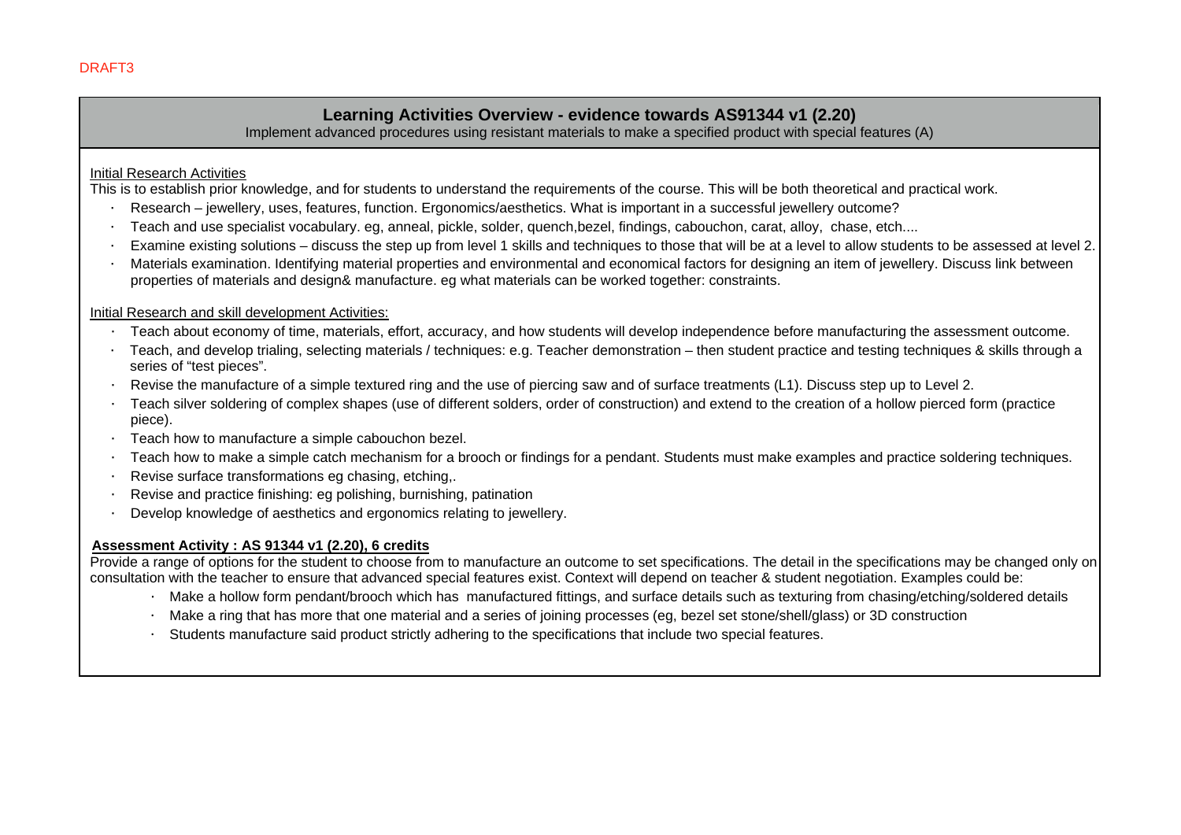DRAFT3

## Learning Activities Overview - evidence towards AS91344 v1 (2.20)

Implement advanced procedures using resistant materials to make a specified product with special features (A)

Initial Research Activities

This is to establish prior knowledge, and for students to understand the requirements of the course. This will be both theoretical and practical work.

- Research – jewellery, uses, features, function. Ergonomics/aesthetics. What is important in a successful jewellery outcome?
- Teach and use specialist vocabulary. eg, anneal, pickle, solder, quench,bezel, findings, cabouchon, carat, alloy, chase, etch....
- Examine existing solutions – discuss the step up from level 1 skills and techniques to those that will be at a level to allow students to be assessed at level 2.
- Materials examination. Identifying material properties and environmental and economical factors for designing an item of jewellery. Discuss link between properties of materials and design& manufacture. eg what materials can be worked together: constraints.

Initial Research and skill development Activities:

- Teach about economy of time, materials, effort, accuracy, and how students will develop independence before manufacturing the assessment outcome.
- Teach, and develop trialing, selecting materials / techniques: e.g. Teacher demonstration – then student practice and testing techniques & skills through a series of "test pieces".
- Revise the manufacture of a simple textured ring and the use of piercing saw and of surface treatments (L1). Discuss step up to Level 2.
- Teach silver soldering of complex shapes (use of different solders, order of construction) and extend to the creation of a hollow pierced form (practice piece).
- Teach how to manufacture a simple cabouchon bezel.
- Teach how to make a simple catch mechanism for a brooch or findings for a pendant. Students must make examples and practice soldering techniques.
- Revise surface transformations eg chasing, etching,.
- Revise and practice finishing: eg polishing, burnishing, patination
- Develop knowledge of aesthetics and ergonomics relating to jewellery.

**Assessment Activity : AS 91344 v1 (2.20), 6 credits**

Provide a range of options for the student to choose from to manufacture an outcome to set specifications. The detail in the specifications may be changed only on consultation with the teacher to ensure that advanced special features exist. Context will depend on teacher & student negotiation. Examples could be:

- Make a hollow form pendant/brooch which has manufactured fittings, and surface details such as texturing from chasing/etching/soldered details
- Make a ring that has more that one material and a series of joining processes (eg, bezel set stone/shell/glass) or 3D construction
- Students manufacture said product strictly adhering to the specifications that include two special features.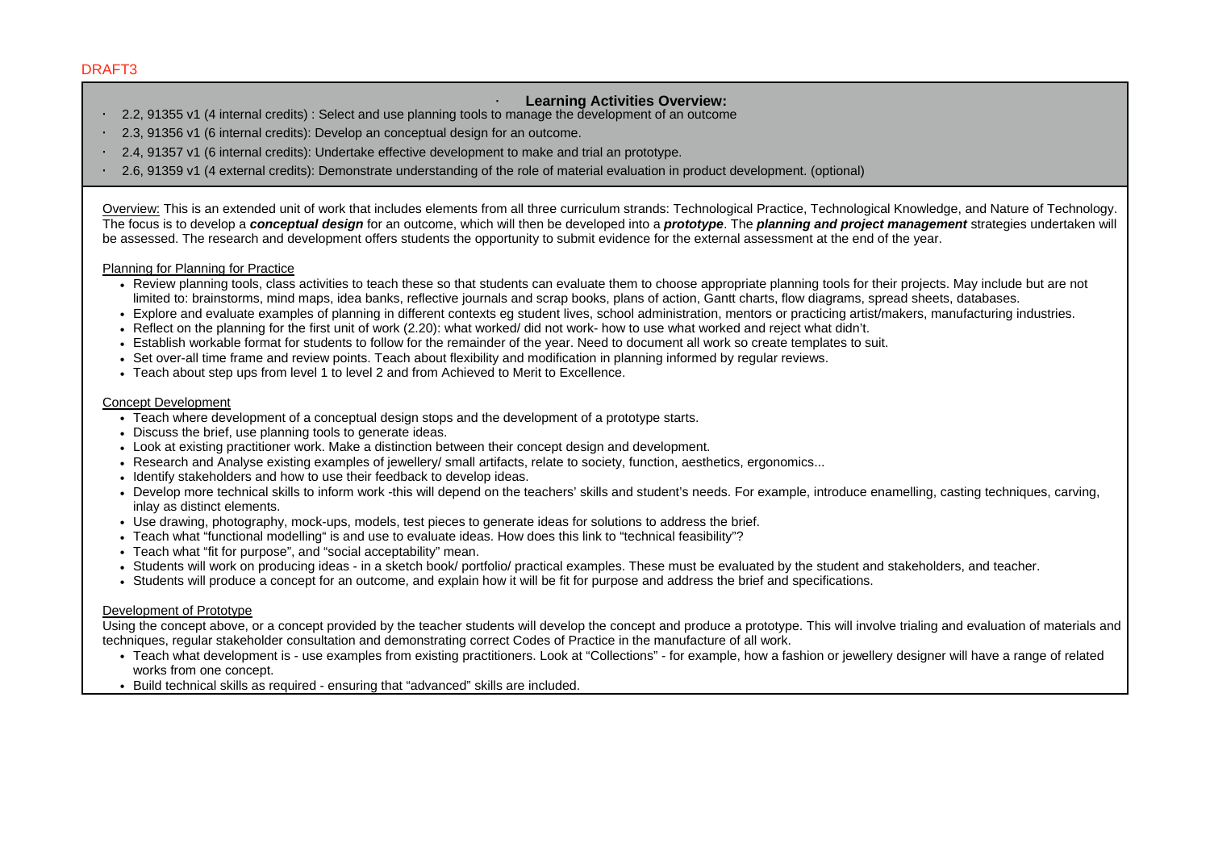DRAFT3

## Learning Activities Overview:

- 2.2, 91355 v1 (4 internal credits) : Select and use planning tools to manage the development of an outcome
- 2.3, 91356 v1 (6 internal credits): Develop an conceptual design for an outcome.
- 2.4, 91357 v1 (6 internal credits): Undertake effective development to make and trial an prototype.
- 2.6, 91359 v1 (4 external credits): Demonstrate understanding of the role of material evaluation in product development. (optional)

Overview: This is an extended unit of work that includes elements from all three curriculum strands: Technological Practice, Technological Knowledge, and Nature of Technology. The focus is to develop a ***conceptual design*** for an outcome, which will then be developed into a ***prototype***. The ***planning and project management*** strategies undertaken will be assessed. The research and development offers students the opportunity to submit evidence for the external assessment at the end of the year.

Planning for Planning for Practice

- Review planning tools, class activities to teach these so that students can evaluate them to choose appropriate planning tools for their projects. May include but are not limited to: brainstorms, mind maps, idea banks, reflective journals and scrap books, plans of action, Gantt charts, flow diagrams, spread sheets, databases.
- Explore and evaluate examples of planning in different contexts eg student lives, school administration, mentors or practicing artist/makers, manufacturing industries.
- Reflect on the planning for the first unit of work (2.20): what worked/ did not work- how to use what worked and reject what didn't.
- Establish workable format for students to follow for the remainder of the year. Need to document all work so create templates to suit.
- Set over-all time frame and review points. Teach about flexibility and modification in planning informed by regular reviews.
- Teach about step ups from level 1 to level 2 and from Achieved to Merit to Excellence.

Concept Development

- Teach where development of a conceptual design stops and the development of a prototype starts.
- Discuss the brief, use planning tools to generate ideas.
- Look at existing practitioner work. Make a distinction between their concept design and development.
- Research and Analyse existing examples of jewellery/ small artifacts, relate to society, function, aesthetics, ergonomics...
- Identify stakeholders and how to use their feedback to develop ideas.
- Develop more technical skills to inform work -this will depend on the teachers' skills and student's needs. For example, introduce enamelling, casting techniques, carving, inlay as distinct elements.
- Use drawing, photography, mock-ups, models, test pieces to generate ideas for solutions to address the brief.
- Teach what "functional modelling" is and use to evaluate ideas. How does this link to "technical feasibility"?
- Teach what "fit for purpose", and "social acceptability" mean.
- Students will work on producing ideas - in a sketch book/ portfolio/ practical examples. These must be evaluated by the student and stakeholders, and teacher.
- Students will produce a concept for an outcome, and explain how it will be fit for purpose and address the brief and specifications.

Development of Prototype

Using the concept above, or a concept provided by the teacher students will develop the concept and produce a prototype. This will involve trialing and evaluation of materials and techniques, regular stakeholder consultation and demonstrating correct Codes of Practice in the manufacture of all work.

- Teach what development is - use examples from existing practitioners. Look at "Collections" - for example, how a fashion or jewellery designer will have a range of related works from one concept.
- Build technical skills as required - ensuring that "advanced" skills are included.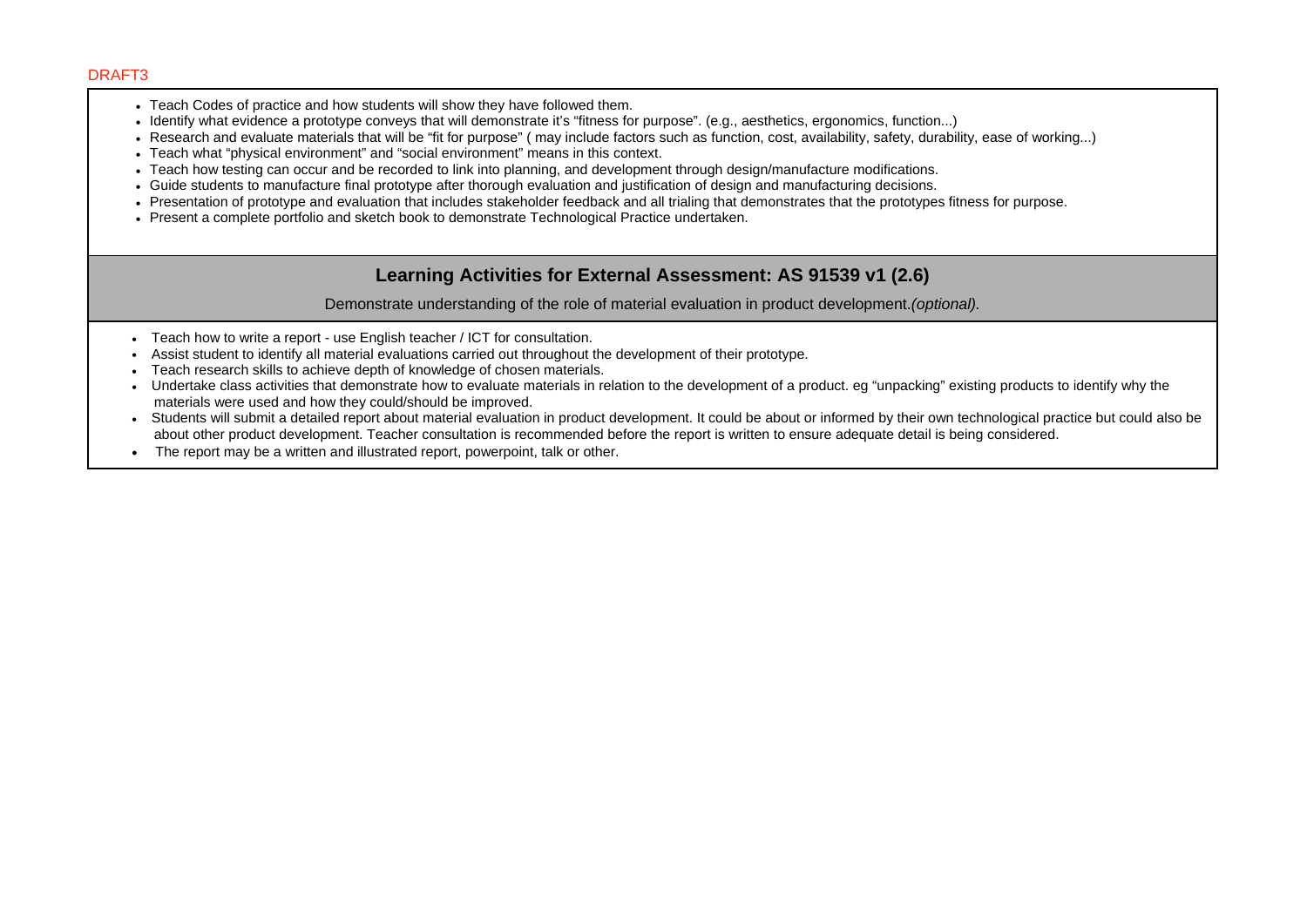DRAFT3

- Teach Codes of practice and how students will show they have followed them.
- Identify what evidence a prototype conveys that will demonstrate it's "fitness for purpose". (e.g., aesthetics, ergonomics, function...)
- Research and evaluate materials that will be "fit for purpose" ( may include factors such as function, cost, availability, safety, durability, ease of working...)
- Teach what "physical environment" and "social environment" means in this context.
- Teach how testing can occur and be recorded to link into planning, and development through design/manufacture modifications.
- Guide students to manufacture final prototype after thorough evaluation and justification of design and manufacturing decisions.
- Presentation of prototype and evaluation that includes stakeholder feedback and all trialing that demonstrates that the prototypes fitness for purpose.
- Present a complete portfolio and sketch book to demonstrate Technological Practice undertaken.

## Learning Activities for External Assessment: AS 91539 v1 (2.6)

Demonstrate understanding of the role of material evaluation in product development.*(optional).*

- Teach how to write a report - use English teacher / ICT for consultation.
- Assist student to identify all material evaluations carried out throughout the development of their prototype.
- Teach research skills to achieve depth of knowledge of chosen materials.
- Undertake class activities that demonstrate how to evaluate materials in relation to the development of a product. eg "unpacking" existing products to identify why the materials were used and how they could/should be improved.
- Students will submit a detailed report about material evaluation in product development. It could be about or informed by their own technological practice but could also be about other product development. Teacher consultation is recommended before the report is written to ensure adequate detail is being considered.
- The report may be a written and illustrated report, powerpoint, talk or other.